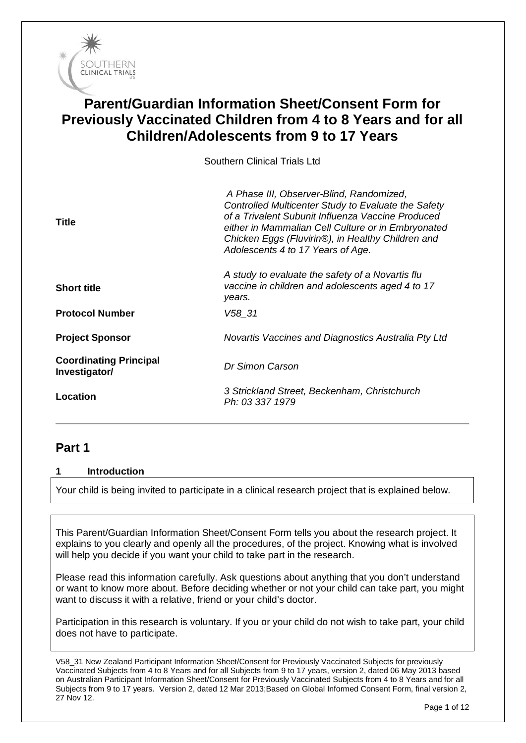# Parent/Guardian Information Sheet/Consent Form for Previously Vaccinated Children from 4 to 8 Years and for all Children/Adolescents from 9 to 17 Years

Southern Clinical Trials Ltd

| | |
|---|---|
| **Title** | *A Phase III, Observer-Blind, Randomized, Controlled Multicenter Study to Evaluate the Safety of a Trivalent Subunit Influenza Vaccine Produced either in Mammalian Cell Culture or in Embryonated Chicken Eggs (Fluvirin®), in Healthy Children and Adolescents 4 to 17 Years of Age.* |
| **Short title** | *A study to evaluate the safety of a Novartis flu vaccine in children and adolescents aged 4 to 17 years.* |
| **Protocol Number** | *V58_31* |
| **Project Sponsor** | *Novartis Vaccines and Diagnostics Australia Pty Ltd* |
| **Coordinating Principal Investigator/** | *Dr Simon Carson* |
| **Location** | *3 Strickland Street, Beckenham, Christchurch Ph: 03 337 1979* |

## Part 1

### 1 Introduction

Your child is being invited to participate in a clinical research project that is explained below.

This Parent/Guardian Information Sheet/Consent Form tells you about the research project. It explains to you clearly and openly all the procedures, of the project. Knowing what is involved will help you decide if you want your child to take part in the research.

Please read this information carefully. Ask questions about anything that you don't understand or want to know more about. Before deciding whether or not your child can take part, you might want to discuss it with a relative, friend or your child's doctor.

Participation in this research is voluntary. If you or your child do not wish to take part, your child does not have to participate.

V58_31 New Zealand Participant Information Sheet/Consent for Previously Vaccinated Subjects for previously Vaccinated Subjects from 4 to 8 Years and for all Subjects from 9 to 17 years, version 2, dated 06 May 2013 based on Australian Participant Information Sheet/Consent for Previously Vaccinated Subjects from 4 to 8 Years and for all Subjects from 9 to 17 years. Version 2, dated 12 Mar 2013;Based on Global Informed Consent Form, final version 2, 27 Nov 12.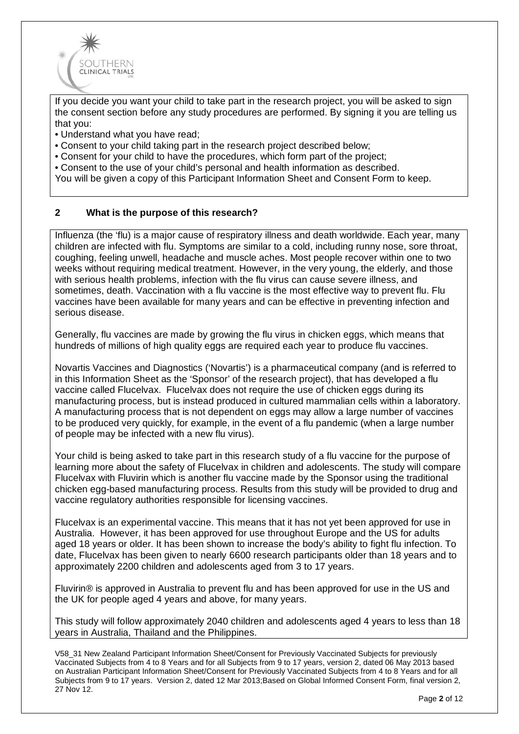If you decide you want your child to take part in the research project, you will be asked to sign the consent section before any study procedures are performed. By signing it you are telling us that you:

- Understand what you have read;
- Consent to your child taking part in the research project described below;
- Consent for your child to have the procedures, which form part of the project;
- Consent to the use of your child's personal and health information as described.

You will be given a copy of this Participant Information Sheet and Consent Form to keep.

## 2 What is the purpose of this research?

Influenza (the 'flu) is a major cause of respiratory illness and death worldwide. Each year, many children are infected with flu. Symptoms are similar to a cold, including runny nose, sore throat, coughing, feeling unwell, headache and muscle aches. Most people recover within one to two weeks without requiring medical treatment. However, in the very young, the elderly, and those with serious health problems, infection with the flu virus can cause severe illness, and sometimes, death. Vaccination with a flu vaccine is the most effective way to prevent flu. Flu vaccines have been available for many years and can be effective in preventing infection and serious disease.

Generally, flu vaccines are made by growing the flu virus in chicken eggs, which means that hundreds of millions of high quality eggs are required each year to produce flu vaccines.

Novartis Vaccines and Diagnostics ('Novartis') is a pharmaceutical company (and is referred to in this Information Sheet as the 'Sponsor' of the research project), that has developed a flu vaccine called Flucelvax. Flucelvax does not require the use of chicken eggs during its manufacturing process, but is instead produced in cultured mammalian cells within a laboratory. A manufacturing process that is not dependent on eggs may allow a large number of vaccines to be produced very quickly, for example, in the event of a flu pandemic (when a large number of people may be infected with a new flu virus).

Your child is being asked to take part in this research study of a flu vaccine for the purpose of learning more about the safety of Flucelvax in children and adolescents. The study will compare Flucelvax with Fluvirin which is another flu vaccine made by the Sponsor using the traditional chicken egg-based manufacturing process. Results from this study will be provided to drug and vaccine regulatory authorities responsible for licensing vaccines.

Flucelvax is an experimental vaccine. This means that it has not yet been approved for use in Australia. However, it has been approved for use throughout Europe and the US for adults aged 18 years or older. It has been shown to increase the body's ability to fight flu infection. To date, Flucelvax has been given to nearly 6600 research participants older than 18 years and to approximately 2200 children and adolescents aged from 3 to 17 years.

Fluvirin® is approved in Australia to prevent flu and has been approved for use in the US and the UK for people aged 4 years and above, for many years.

This study will follow approximately 2040 children and adolescents aged 4 years to less than 18 years in Australia, Thailand and the Philippines.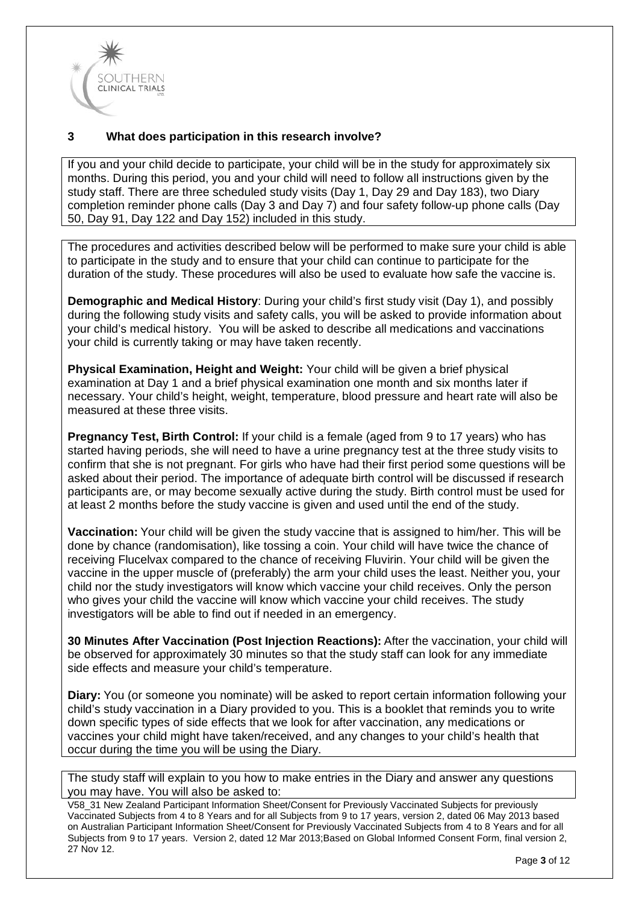## 3 What does participation in this research involve?

If you and your child decide to participate, your child will be in the study for approximately six months. During this period, you and your child will need to follow all instructions given by the study staff. There are three scheduled study visits (Day 1, Day 29 and Day 183), two Diary completion reminder phone calls (Day 3 and Day 7) and four safety follow-up phone calls (Day 50, Day 91, Day 122 and Day 152) included in this study.

The procedures and activities described below will be performed to make sure your child is able to participate in the study and to ensure that your child can continue to participate for the duration of the study. These procedures will also be used to evaluate how safe the vaccine is.

**Demographic and Medical History**: During your child's first study visit (Day 1), and possibly during the following study visits and safety calls, you will be asked to provide information about your child's medical history. You will be asked to describe all medications and vaccinations your child is currently taking or may have taken recently.

**Physical Examination, Height and Weight:** Your child will be given a brief physical examination at Day 1 and a brief physical examination one month and six months later if necessary. Your child's height, weight, temperature, blood pressure and heart rate will also be measured at these three visits.

**Pregnancy Test, Birth Control:** If your child is a female (aged from 9 to 17 years) who has started having periods, she will need to have a urine pregnancy test at the three study visits to confirm that she is not pregnant. For girls who have had their first period some questions will be asked about their period. The importance of adequate birth control will be discussed if research participants are, or may become sexually active during the study. Birth control must be used for at least 2 months before the study vaccine is given and used until the end of the study.

**Vaccination:** Your child will be given the study vaccine that is assigned to him/her. This will be done by chance (randomisation), like tossing a coin. Your child will have twice the chance of receiving Flucelvax compared to the chance of receiving Fluvirin. Your child will be given the vaccine in the upper muscle of (preferably) the arm your child uses the least. Neither you, your child nor the study investigators will know which vaccine your child receives. Only the person who gives your child the vaccine will know which vaccine your child receives. The study investigators will be able to find out if needed in an emergency.

**30 Minutes After Vaccination (Post Injection Reactions):** After the vaccination, your child will be observed for approximately 30 minutes so that the study staff can look for any immediate side effects and measure your child's temperature.

**Diary:** You (or someone you nominate) will be asked to report certain information following your child's study vaccination in a Diary provided to you. This is a booklet that reminds you to write down specific types of side effects that we look for after vaccination, any medications or vaccines your child might have taken/received, and any changes to your child's health that occur during the time you will be using the Diary.

The study staff will explain to you how to make entries in the Diary and answer any questions you may have. You will also be asked to:

V58_31 New Zealand Participant Information Sheet/Consent for Previously Vaccinated Subjects for previously Vaccinated Subjects from 4 to 8 Years and for all Subjects from 9 to 17 years, version 2, dated 06 May 2013 based on Australian Participant Information Sheet/Consent for Previously Vaccinated Subjects from 4 to 8 Years and for all Subjects from 9 to 17 years. Version 2, dated 12 Mar 2013;Based on Global Informed Consent Form, final version 2, 27 Nov 12.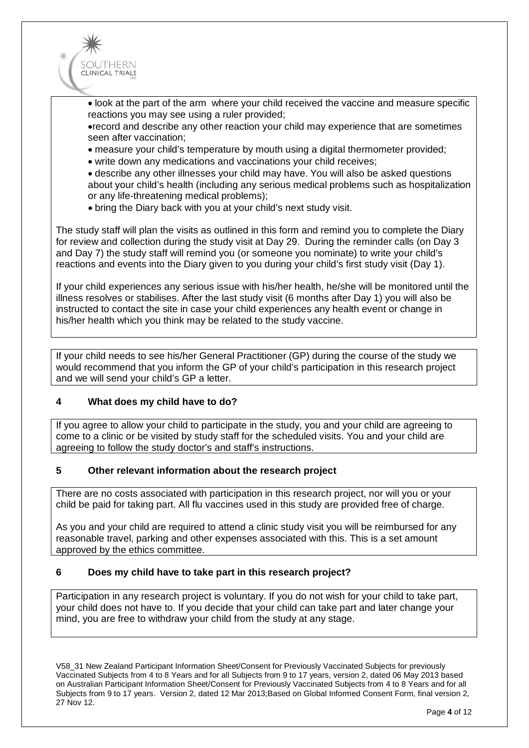- look at the part of the arm where your child received the vaccine and measure specific reactions you may see using a ruler provided;
- record and describe any other reaction your child may experience that are sometimes seen after vaccination;
- measure your child's temperature by mouth using a digital thermometer provided;
- write down any medications and vaccinations your child receives;
- describe any other illnesses your child may have. You will also be asked questions about your child's health (including any serious medical problems such as hospitalization or any life-threatening medical problems);
- bring the Diary back with you at your child's next study visit.

The study staff will plan the visits as outlined in this form and remind you to complete the Diary for review and collection during the study visit at Day 29. During the reminder calls (on Day 3 and Day 7) the study staff will remind you (or someone you nominate) to write your child's reactions and events into the Diary given to you during your child's first study visit (Day 1).

If your child experiences any serious issue with his/her health, he/she will be monitored until the illness resolves or stabilises. After the last study visit (6 months after Day 1) you will also be instructed to contact the site in case your child experiences any health event or change in his/her health which you think may be related to the study vaccine.

If your child needs to see his/her General Practitioner (GP) during the course of the study we would recommend that you inform the GP of your child's participation in this research project and we will send your child's GP a letter.

## 4 What does my child have to do?

If you agree to allow your child to participate in the study, you and your child are agreeing to come to a clinic or be visited by study staff for the scheduled visits. You and your child are agreeing to follow the study doctor's and staff's instructions.

## 5 Other relevant information about the research project

There are no costs associated with participation in this research project, nor will you or your child be paid for taking part. All flu vaccines used in this study are provided free of charge.

As you and your child are required to attend a clinic study visit you will be reimbursed for any reasonable travel, parking and other expenses associated with this. This is a set amount approved by the ethics committee.

## 6 Does my child have to take part in this research project?

Participation in any research project is voluntary. If you do not wish for your child to take part, your child does not have to. If you decide that your child can take part and later change your mind, you are free to withdraw your child from the study at any stage.

V58_31 New Zealand Participant Information Sheet/Consent for Previously Vaccinated Subjects for previously Vaccinated Subjects from 4 to 8 Years and for all Subjects from 9 to 17 years, version 2, dated 06 May 2013 based on Australian Participant Information Sheet/Consent for Previously Vaccinated Subjects from 4 to 8 Years and for all Subjects from 9 to 17 years. Version 2, dated 12 Mar 2013;Based on Global Informed Consent Form, final version 2, 27 Nov 12.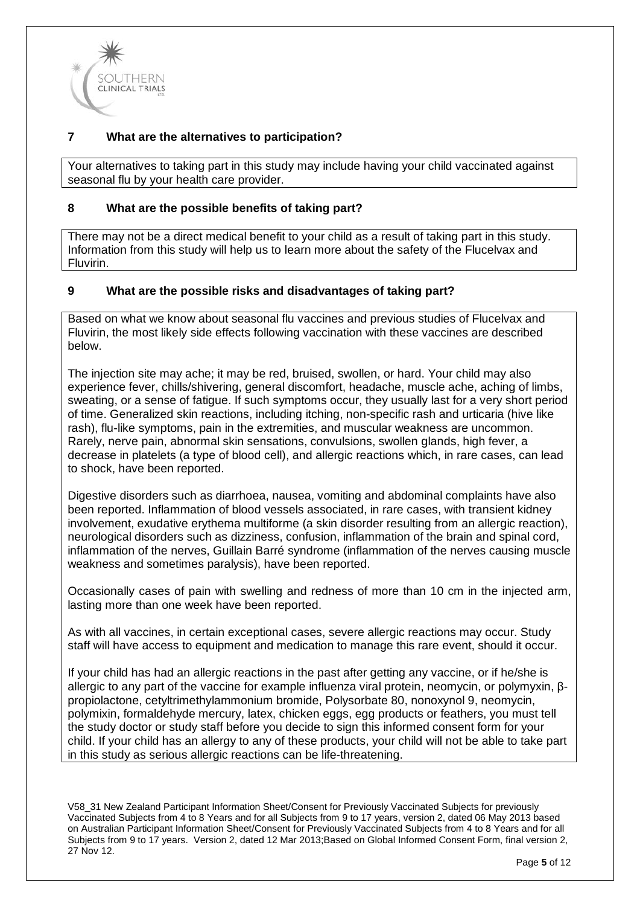## 7 What are the alternatives to participation?

Your alternatives to taking part in this study may include having your child vaccinated against seasonal flu by your health care provider.

## 8 What are the possible benefits of taking part?

There may not be a direct medical benefit to your child as a result of taking part in this study. Information from this study will help us to learn more about the safety of the Flucelvax and Fluvirin.

## 9 What are the possible risks and disadvantages of taking part?

Based on what we know about seasonal flu vaccines and previous studies of Flucelvax and Fluvirin, the most likely side effects following vaccination with these vaccines are described below.

The injection site may ache; it may be red, bruised, swollen, or hard. Your child may also experience fever, chills/shivering, general discomfort, headache, muscle ache, aching of limbs, sweating, or a sense of fatigue. If such symptoms occur, they usually last for a very short period of time. Generalized skin reactions, including itching, non-specific rash and urticaria (hive like rash), flu-like symptoms, pain in the extremities, and muscular weakness are uncommon. Rarely, nerve pain, abnormal skin sensations, convulsions, swollen glands, high fever, a decrease in platelets (a type of blood cell), and allergic reactions which, in rare cases, can lead to shock, have been reported.

Digestive disorders such as diarrhoea, nausea, vomiting and abdominal complaints have also been reported. Inflammation of blood vessels associated, in rare cases, with transient kidney involvement, exudative erythema multiforme (a skin disorder resulting from an allergic reaction), neurological disorders such as dizziness, confusion, inflammation of the brain and spinal cord, inflammation of the nerves, Guillain Barré syndrome (inflammation of the nerves causing muscle weakness and sometimes paralysis), have been reported.

Occasionally cases of pain with swelling and redness of more than 10 cm in the injected arm, lasting more than one week have been reported.

As with all vaccines, in certain exceptional cases, severe allergic reactions may occur. Study staff will have access to equipment and medication to manage this rare event, should it occur.

If your child has had an allergic reactions in the past after getting any vaccine, or if he/she is allergic to any part of the vaccine for example influenza viral protein, neomycin, or polymyxin, β-propiolactone, cetyltrimethylammonium bromide, Polysorbate 80, nonoxynol 9, neomycin, polymixin, formaldehyde mercury, latex, chicken eggs, egg products or feathers, you must tell the study doctor or study staff before you decide to sign this informed consent form for your child. If your child has an allergy to any of these products, your child will not be able to take part in this study as serious allergic reactions can be life-threatening.

V58_31 New Zealand Participant Information Sheet/Consent for Previously Vaccinated Subjects for previously Vaccinated Subjects from 4 to 8 Years and for all Subjects from 9 to 17 years, version 2, dated 06 May 2013 based on Australian Participant Information Sheet/Consent for Previously Vaccinated Subjects from 4 to 8 Years and for all Subjects from 9 to 17 years. Version 2, dated 12 Mar 2013;Based on Global Informed Consent Form, final version 2, 27 Nov 12.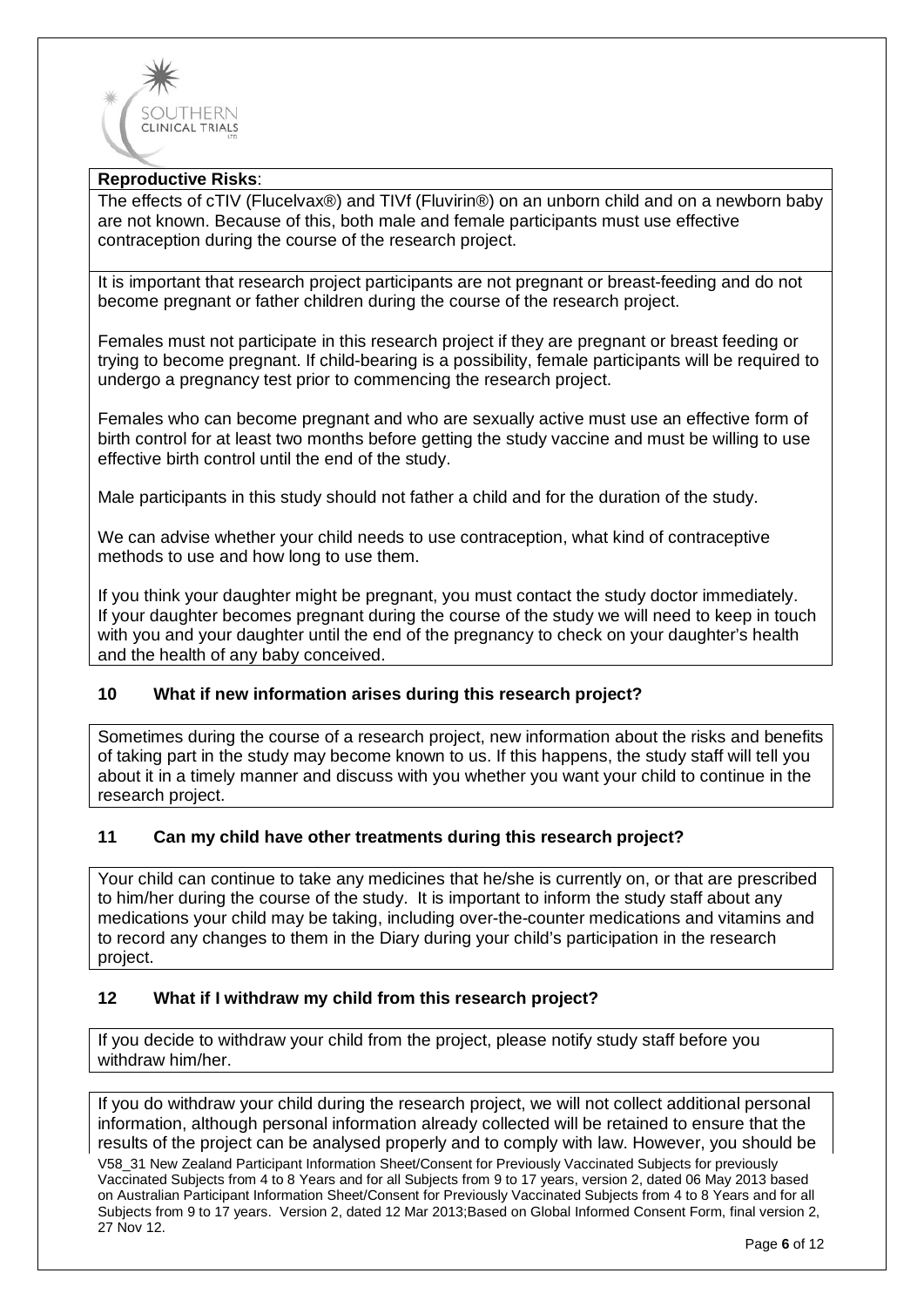**Reproductive Risks**:

The effects of cTIV (Flucelvax®) and TIVf (Fluvirin®) on an unborn child and on a newborn baby are not known. Because of this, both male and female participants must use effective contraception during the course of the research project.

It is important that research project participants are not pregnant or breast-feeding and do not become pregnant or father children during the course of the research project.

Females must not participate in this research project if they are pregnant or breast feeding or trying to become pregnant. If child-bearing is a possibility, female participants will be required to undergo a pregnancy test prior to commencing the research project.

Females who can become pregnant and who are sexually active must use an effective form of birth control for at least two months before getting the study vaccine and must be willing to use effective birth control until the end of the study.

Male participants in this study should not father a child and for the duration of the study.

We can advise whether your child needs to use contraception, what kind of contraceptive methods to use and how long to use them.

If you think your daughter might be pregnant, you must contact the study doctor immediately. If your daughter becomes pregnant during the course of the study we will need to keep in touch with you and your daughter until the end of the pregnancy to check on your daughter's health and the health of any baby conceived.

## 10 What if new information arises during this research project?

Sometimes during the course of a research project, new information about the risks and benefits of taking part in the study may become known to us. If this happens, the study staff will tell you about it in a timely manner and discuss with you whether you want your child to continue in the research project.

## 11 Can my child have other treatments during this research project?

Your child can continue to take any medicines that he/she is currently on, or that are prescribed to him/her during the course of the study. It is important to inform the study staff about any medications your child may be taking, including over-the-counter medications and vitamins and to record any changes to them in the Diary during your child's participation in the research project.

## 12 What if I withdraw my child from this research project?

If you decide to withdraw your child from the project, please notify study staff before you withdraw him/her.

If you do withdraw your child during the research project, we will not collect additional personal information, although personal information already collected will be retained to ensure that the results of the project can be analysed properly and to comply with law. However, you should be

V58_31 New Zealand Participant Information Sheet/Consent for Previously Vaccinated Subjects for previously Vaccinated Subjects from 4 to 8 Years and for all Subjects from 9 to 17 years, version 2, dated 06 May 2013 based on Australian Participant Information Sheet/Consent for Previously Vaccinated Subjects from 4 to 8 Years and for all Subjects from 9 to 17 years. Version 2, dated 12 Mar 2013;Based on Global Informed Consent Form, final version 2, 27 Nov 12.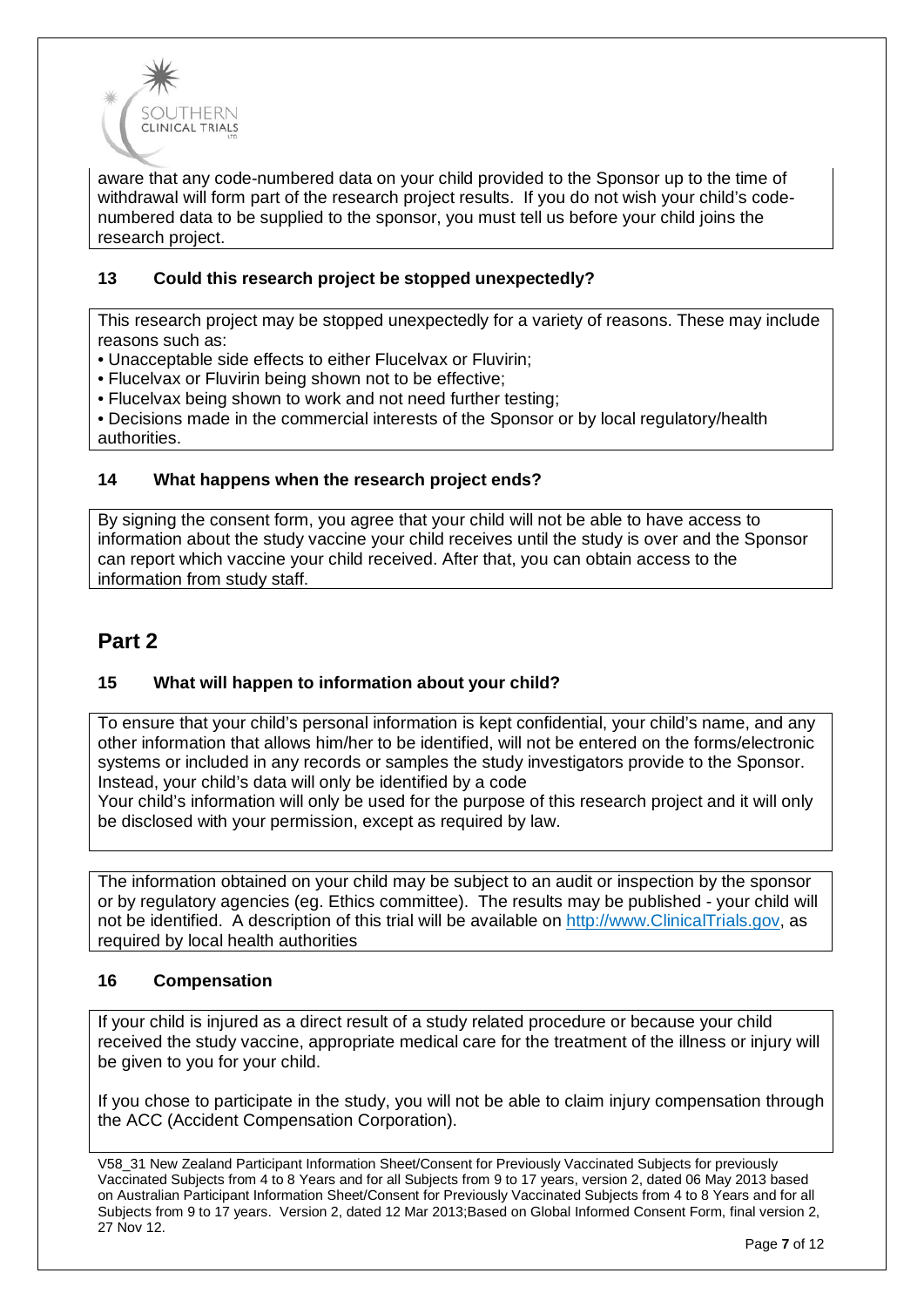aware that any code-numbered data on your child provided to the Sponsor up to the time of withdrawal will form part of the research project results. If you do not wish your child's code-numbered data to be supplied to the sponsor, you must tell us before your child joins the research project.

### 13 Could this research project be stopped unexpectedly?

This research project may be stopped unexpectedly for a variety of reasons. These may include reasons such as:

- Unacceptable side effects to either Flucelvax or Fluvirin;
- Flucelvax or Fluvirin being shown not to be effective;
- Flucelvax being shown to work and not need further testing;
- Decisions made in the commercial interests of the Sponsor or by local regulatory/health authorities.

### 14 What happens when the research project ends?

By signing the consent form, you agree that your child will not be able to have access to information about the study vaccine your child receives until the study is over and the Sponsor can report which vaccine your child received. After that, you can obtain access to the information from study staff.

## Part 2

### 15 What will happen to information about your child?

To ensure that your child's personal information is kept confidential, your child's name, and any other information that allows him/her to be identified, will not be entered on the forms/electronic systems or included in any records or samples the study investigators provide to the Sponsor. Instead, your child's data will only be identified by a code

Your child's information will only be used for the purpose of this research project and it will only be disclosed with your permission, except as required by law.

The information obtained on your child may be subject to an audit or inspection by the sponsor or by regulatory agencies (eg. Ethics committee). The results may be published - your child will not be identified. A description of this trial will be available on http://www.ClinicalTrials.gov, as required by local health authorities

### 16 Compensation

If your child is injured as a direct result of a study related procedure or because your child received the study vaccine, appropriate medical care for the treatment of the illness or injury will be given to you for your child.

If you chose to participate in the study, you will not be able to claim injury compensation through the ACC (Accident Compensation Corporation).

V58_31 New Zealand Participant Information Sheet/Consent for Previously Vaccinated Subjects for previously Vaccinated Subjects from 4 to 8 Years and for all Subjects from 9 to 17 years, version 2, dated 06 May 2013 based on Australian Participant Information Sheet/Consent for Previously Vaccinated Subjects from 4 to 8 Years and for all Subjects from 9 to 17 years. Version 2, dated 12 Mar 2013;Based on Global Informed Consent Form, final version 2, 27 Nov 12.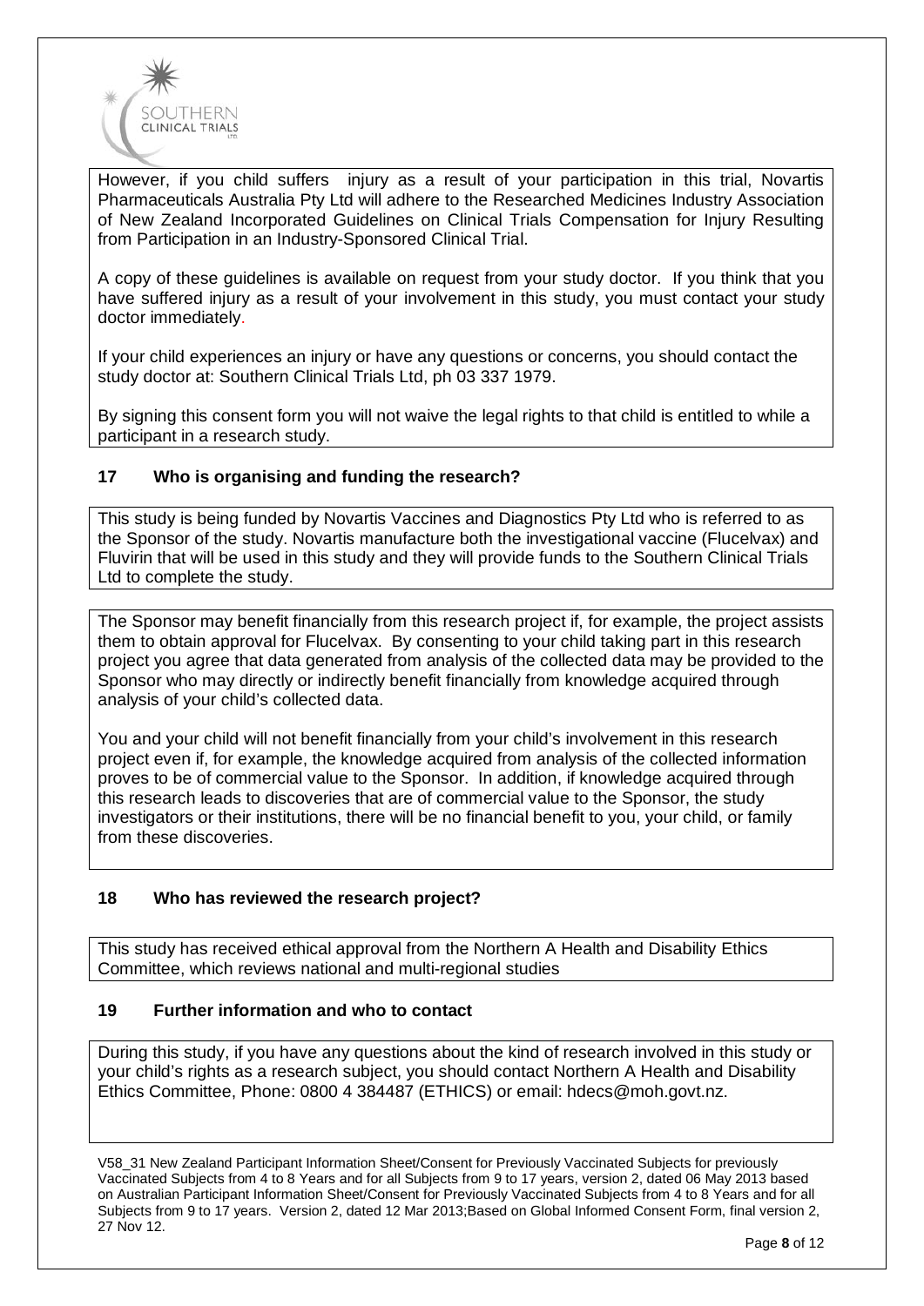However, if you child suffers injury as a result of your participation in this trial, Novartis Pharmaceuticals Australia Pty Ltd will adhere to the Researched Medicines Industry Association of New Zealand Incorporated Guidelines on Clinical Trials Compensation for Injury Resulting from Participation in an Industry-Sponsored Clinical Trial.

A copy of these guidelines is available on request from your study doctor. If you think that you have suffered injury as a result of your involvement in this study, you must contact your study doctor immediately.

If your child experiences an injury or have any questions or concerns, you should contact the study doctor at: Southern Clinical Trials Ltd, ph 03 337 1979.

By signing this consent form you will not waive the legal rights to that child is entitled to while a participant in a research study.

## 17 Who is organising and funding the research?

This study is being funded by Novartis Vaccines and Diagnostics Pty Ltd who is referred to as the Sponsor of the study. Novartis manufacture both the investigational vaccine (Flucelvax) and Fluvirin that will be used in this study and they will provide funds to the Southern Clinical Trials Ltd to complete the study.

The Sponsor may benefit financially from this research project if, for example, the project assists them to obtain approval for Flucelvax. By consenting to your child taking part in this research project you agree that data generated from analysis of the collected data may be provided to the Sponsor who may directly or indirectly benefit financially from knowledge acquired through analysis of your child's collected data.

You and your child will not benefit financially from your child's involvement in this research project even if, for example, the knowledge acquired from analysis of the collected information proves to be of commercial value to the Sponsor. In addition, if knowledge acquired through this research leads to discoveries that are of commercial value to the Sponsor, the study investigators or their institutions, there will be no financial benefit to you, your child, or family from these discoveries.

## 18 Who has reviewed the research project?

This study has received ethical approval from the Northern A Health and Disability Ethics Committee, which reviews national and multi-regional studies

## 19 Further information and who to contact

During this study, if you have any questions about the kind of research involved in this study or your child's rights as a research subject, you should contact Northern A Health and Disability Ethics Committee, Phone: 0800 4 384487 (ETHICS) or email: hdecs@moh.govt.nz.

V58_31 New Zealand Participant Information Sheet/Consent for Previously Vaccinated Subjects for previously Vaccinated Subjects from 4 to 8 Years and for all Subjects from 9 to 17 years, version 2, dated 06 May 2013 based on Australian Participant Information Sheet/Consent for Previously Vaccinated Subjects from 4 to 8 Years and for all Subjects from 9 to 17 years. Version 2, dated 12 Mar 2013;Based on Global Informed Consent Form, final version 2, 27 Nov 12.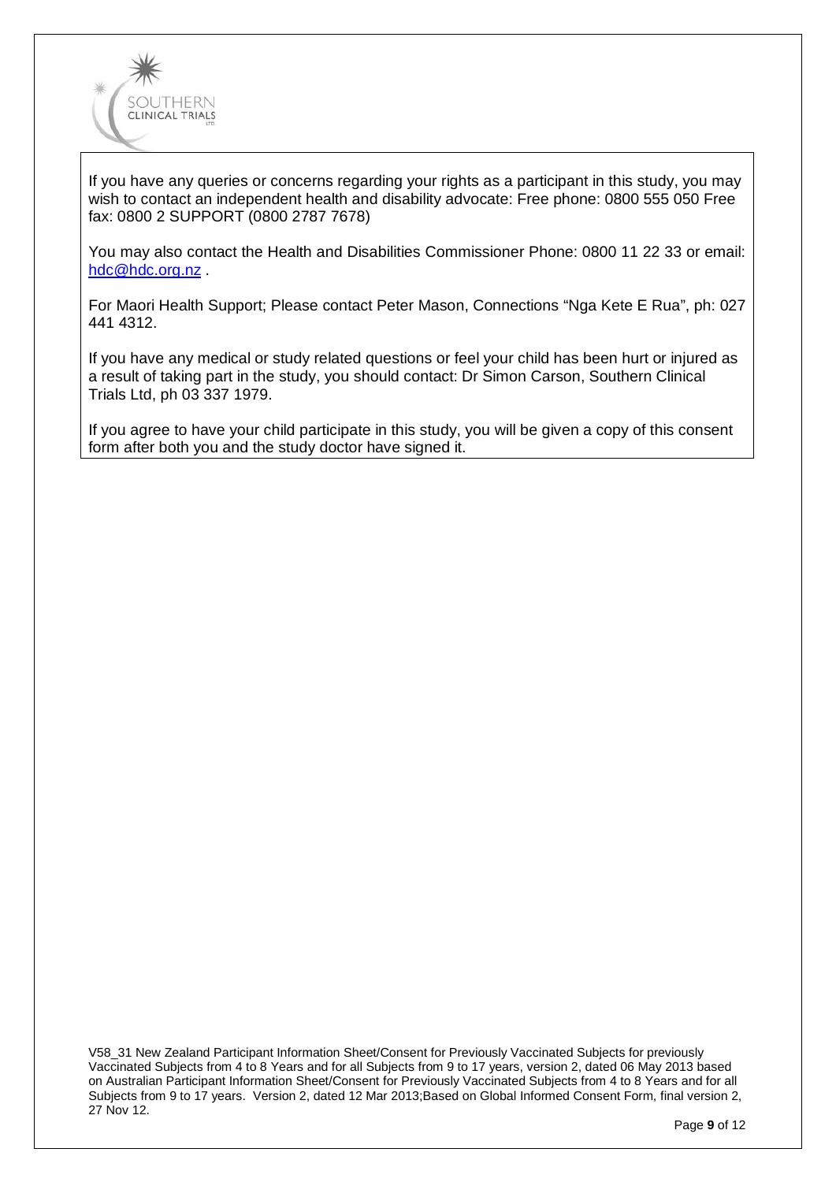If you have any queries or concerns regarding your rights as a participant in this study, you may wish to contact an independent health and disability advocate: Free phone: 0800 555 050 Free fax: 0800 2 SUPPORT (0800 2787 7678)

You may also contact the Health and Disabilities Commissioner Phone: 0800 11 22 33 or email: hdc@hdc.org.nz .

For Maori Health Support; Please contact Peter Mason, Connections "Nga Kete E Rua", ph: 027 441 4312.

If you have any medical or study related questions or feel your child has been hurt or injured as a result of taking part in the study, you should contact: Dr Simon Carson, Southern Clinical Trials Ltd, ph 03 337 1979.

If you agree to have your child participate in this study, you will be given a copy of this consent form after both you and the study doctor have signed it.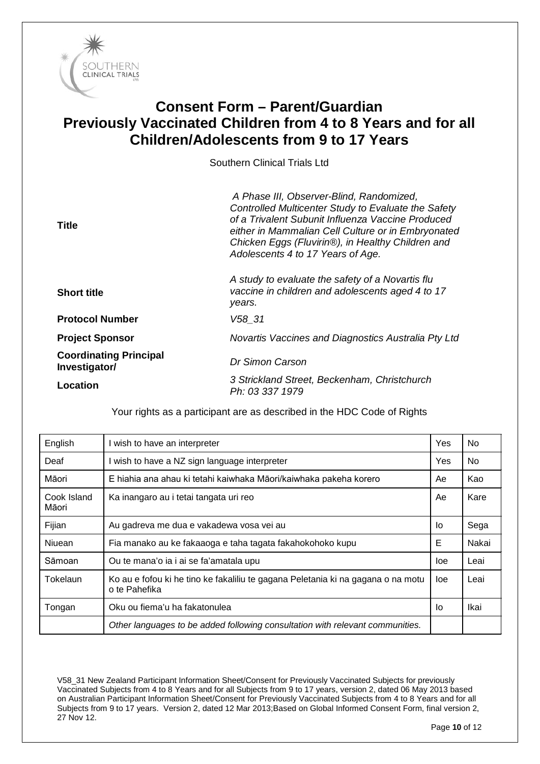# Consent Form – Parent/Guardian
# Previously Vaccinated Children from 4 to 8 Years and for all Children/Adolescents from 9 to 17 Years

Southern Clinical Trials Ltd

| | |
|---|---|
| **Title** | *A Phase III, Observer-Blind, Randomized, Controlled Multicenter Study to Evaluate the Safety of a Trivalent Subunit Influenza Vaccine Produced either in Mammalian Cell Culture or in Embryonated Chicken Eggs (Fluvirin®), in Healthy Children and Adolescents 4 to 17 Years of Age.* |
| **Short title** | *A study to evaluate the safety of a Novartis flu vaccine in children and adolescents aged 4 to 17 years.* |
| **Protocol Number** | *V58_31* |
| **Project Sponsor** | *Novartis Vaccines and Diagnostics Australia Pty Ltd* |
| **Coordinating Principal Investigator/** | *Dr Simon Carson* |
| **Location** | *3 Strickland Street, Beckenham, Christchurch Ph: 03 337 1979* |

Your rights as a participant are as described in the HDC Code of Rights

| | | | |
|---|---|---|---|
| English | I wish to have an interpreter | Yes | No |
| Deaf | I wish to have a NZ sign language interpreter | Yes | No |
| Māori | E hiahia ana ahau ki tetahi kaiwhaka Māori/kaiwhaka pakeha korero | Ae | Kao |
| Cook Island Māori | Ka inangaro au i tetai tangata uri reo | Ae | Kare |
| Fijian | Au gadreva me dua e vakadewa vosa vei au | Io | Sega |
| Niuean | Fia manako au ke fakaaoga e taha tagata fakahokohoko kupu | E | Nakai |
| Sāmoan | Ou te mana'o ia i ai se fa'amatala upu | Ioe | Leai |
| Tokelaun | Ko au e fofou ki he tino ke fakaliliu te gagana Peletania ki na gagana o na motu o te Pahefika | Ioe | Leai |
| Tongan | Oku ou fiema'u ha fakatonulea | Io | Ikai |
| | *Other languages to be added following consultation with relevant communities.* | | |

V58_31 New Zealand Participant Information Sheet/Consent for Previously Vaccinated Subjects for previously Vaccinated Subjects from 4 to 8 Years and for all Subjects from 9 to 17 years, version 2, dated 06 May 2013 based on Australian Participant Information Sheet/Consent for Previously Vaccinated Subjects from 4 to 8 Years and for all Subjects from 9 to 17 years. Version 2, dated 12 Mar 2013;Based on Global Informed Consent Form, final version 2, 27 Nov 12.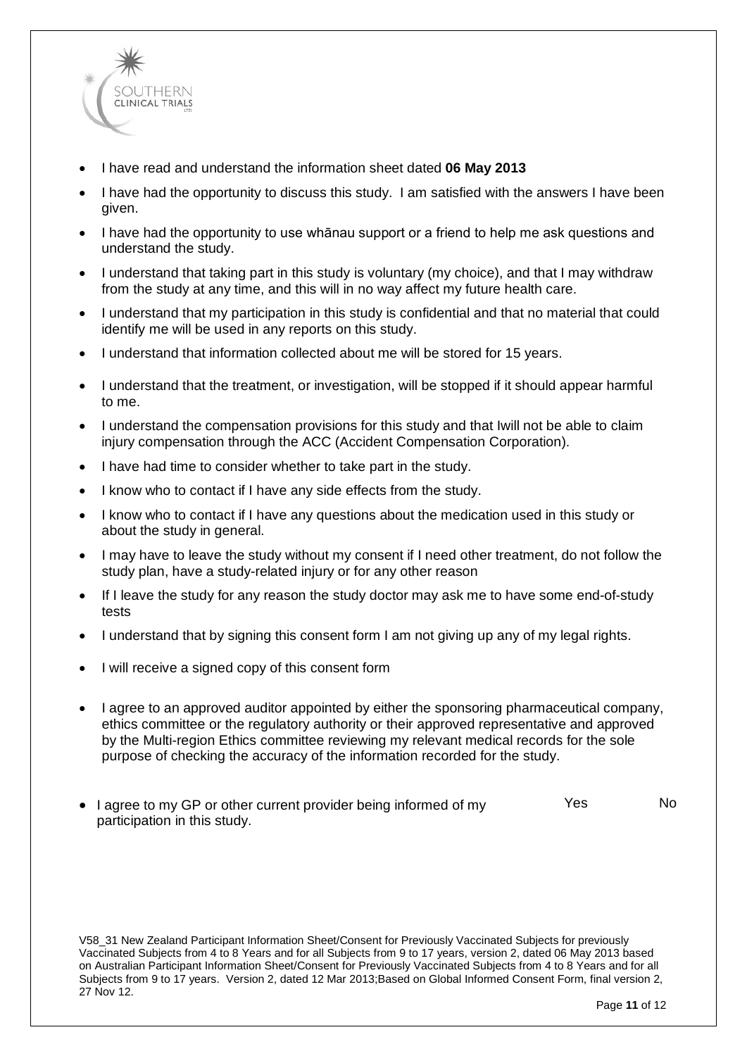- I have read and understand the information sheet dated **06 May 2013**
- I have had the opportunity to discuss this study. I am satisfied with the answers I have been given.
- I have had the opportunity to use whānau support or a friend to help me ask questions and understand the study.
- I understand that taking part in this study is voluntary (my choice), and that I may withdraw from the study at any time, and this will in no way affect my future health care.
- I understand that my participation in this study is confidential and that no material that could identify me will be used in any reports on this study.
- I understand that information collected about me will be stored for 15 years.
- I understand that the treatment, or investigation, will be stopped if it should appear harmful to me.
- I understand the compensation provisions for this study and that Iwill not be able to claim injury compensation through the ACC (Accident Compensation Corporation).
- I have had time to consider whether to take part in the study.
- I know who to contact if I have any side effects from the study.
- I know who to contact if I have any questions about the medication used in this study or about the study in general.
- I may have to leave the study without my consent if I need other treatment, do not follow the study plan, have a study-related injury or for any other reason
- If I leave the study for any reason the study doctor may ask me to have some end-of-study tests
- I understand that by signing this consent form I am not giving up any of my legal rights.
- I will receive a signed copy of this consent form
- I agree to an approved auditor appointed by either the sponsoring pharmaceutical company, ethics committee or the regulatory authority or their approved representative and approved by the Multi-region Ethics committee reviewing my relevant medical records for the sole purpose of checking the accuracy of the information recorded for the study.
- I agree to my GP or other current provider being informed of my participation in this study. Yes No

V58_31 New Zealand Participant Information Sheet/Consent for Previously Vaccinated Subjects for previously Vaccinated Subjects from 4 to 8 Years and for all Subjects from 9 to 17 years, version 2, dated 06 May 2013 based on Australian Participant Information Sheet/Consent for Previously Vaccinated Subjects from 4 to 8 Years and for all Subjects from 9 to 17 years. Version 2, dated 12 Mar 2013;Based on Global Informed Consent Form, final version 2, 27 Nov 12.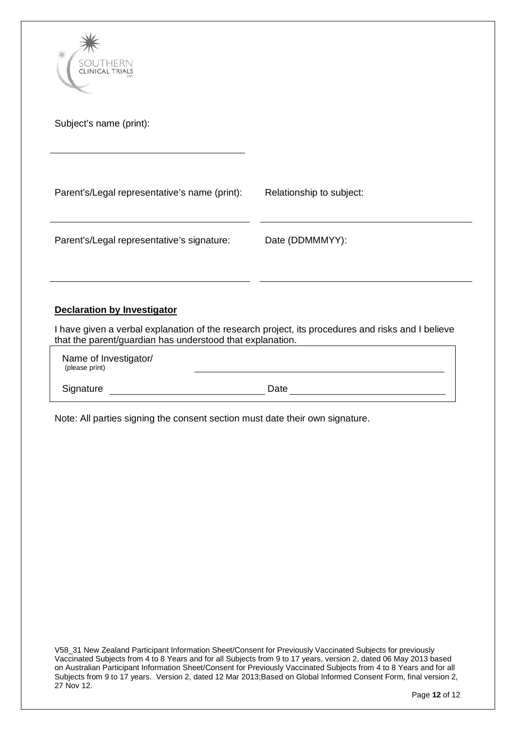Subject's name (print):

\_\_\_\_\_\_\_\_\_\_\_\_\_\_\_\_\_\_\_\_\_\_\_\_\_\_\_\_\_\_\_\_\_\_\_\_

| Parent's/Legal representative's name (print): | Relationship to subject: |
|---|---|
| | |
| **Parent's/Legal representative's signature:** | **Date (DDMMMYY):** |
| | |

## Declaration by Investigator

I have given a verbal explanation of the research project, its procedures and risks and I believe that the parent/guardian has understood that explanation.

| | | | |
|---|---|---|---|
| Name of Investigator/ (please print) | | | |
| Signature | | Date | |

Note: All parties signing the consent section must date their own signature.

V58_31 New Zealand Participant Information Sheet/Consent for Previously Vaccinated Subjects for previously Vaccinated Subjects from 4 to 8 Years and for all Subjects from 9 to 17 years, version 2, dated 06 May 2013 based on Australian Participant Information Sheet/Consent for Previously Vaccinated Subjects from 4 to 8 Years and for all Subjects from 9 to 17 years. Version 2, dated 12 Mar 2013;Based on Global Informed Consent Form, final version 2, 27 Nov 12.